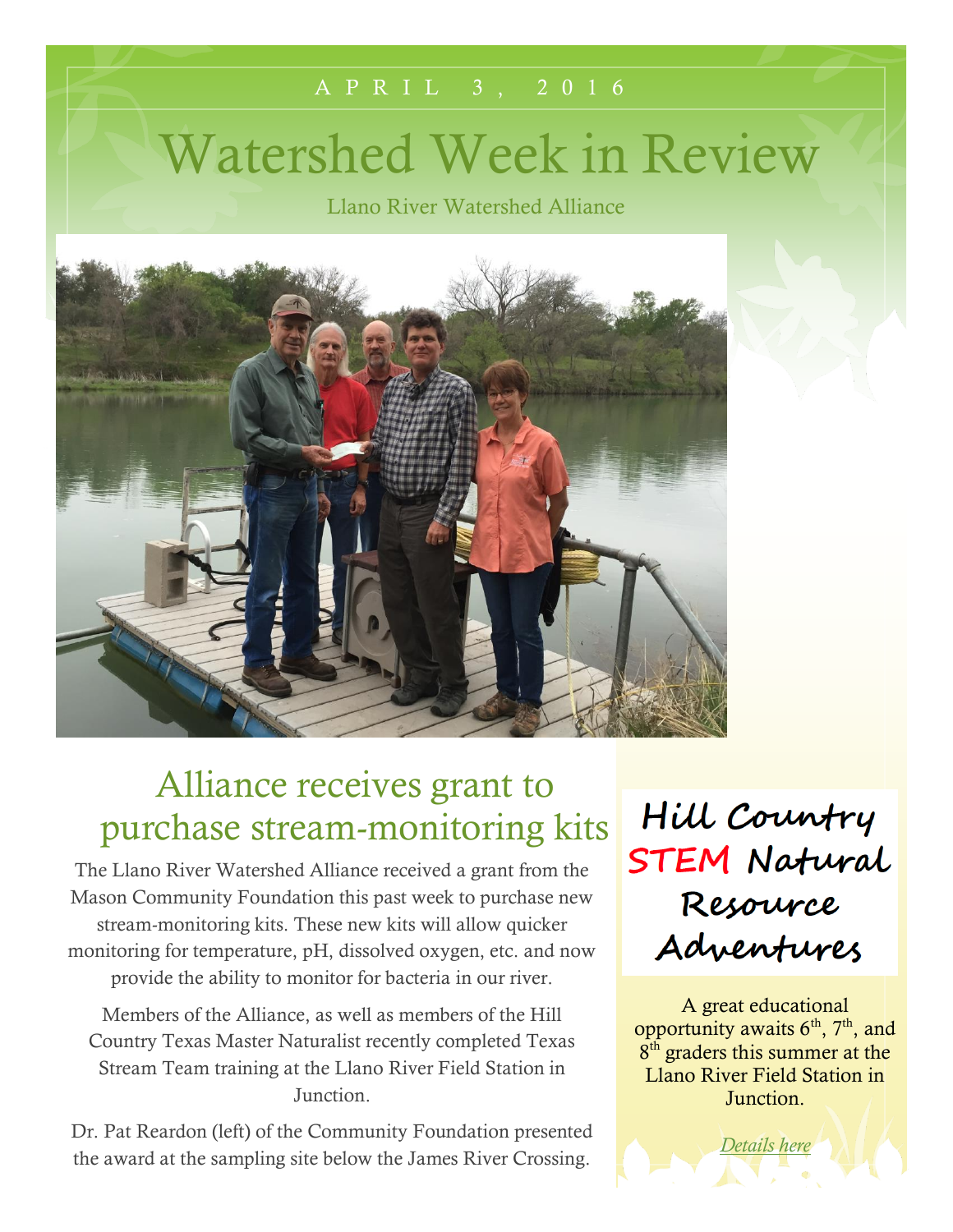APRIL 3, 2016

# Watershed Week in Review

Llano River Watershed Alliance

## Alliance receives grant to purchase stream-monitoring kits

The Llano River Watershed Alliance received a grant from the Mason Community Foundation this past week to purchase new stream-monitoring kits. These new kits will allow quicker monitoring for temperature, pH, dissolved oxygen, etc. and now provide the ability to monitor for bacteria in our river.

Members of the Alliance, as well as members of the Hill Country Texas Master Naturalist recently completed Texas Stream Team training at the Llano River Field Station in Junction.

Dr. Pat Reardon (left) of the Community Foundation presented the award at the sampling site below the James River Crossing.

## Hill Country STEM Natural Resource Adventures

A great educational opportunity awaits 6th, 7th, and 8th graders this summer at the Llano River Field Station in Junction.

*Details here*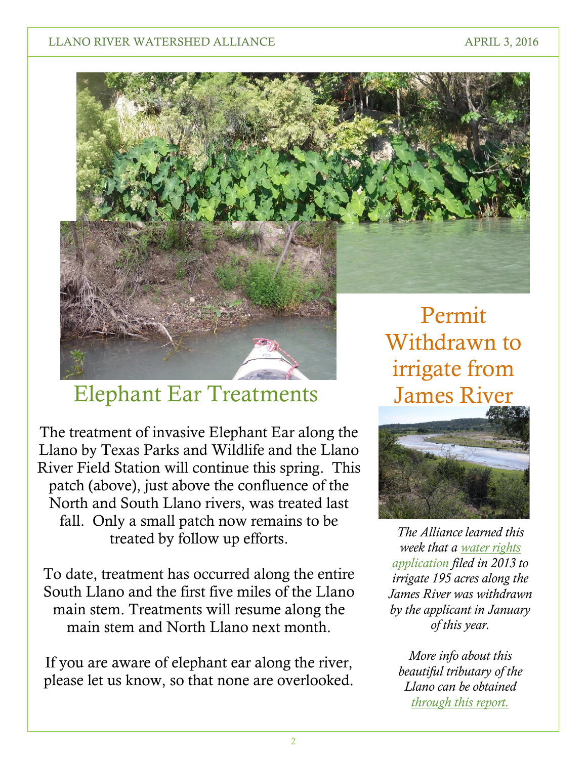## Elephant Ear Treatments

The treatment of invasive Elephant Ear along the Llano by Texas Parks and Wildlife and the Llano River Field Station will continue this spring. This patch (above), just above the confluence of the North and South Llano rivers, was treated last fall. Only a small patch now remains to be treated by follow up efforts.

To date, treatment has occurred along the entire South Llano and the first five miles of the Llano main stem. Treatments will resume along the main stem and North Llano next month.

If you are aware of elephant ear along the river, please let us know, so that none are overlooked.

## Permit Withdrawn to irrigate from James River

*The Alliance learned this week that a water rights application filed in 2013 to irrigate 195 acres along the James River was withdrawn by the applicant in January of this year.*

*More info about this beautiful tributary of the Llano can be obtained through this report.*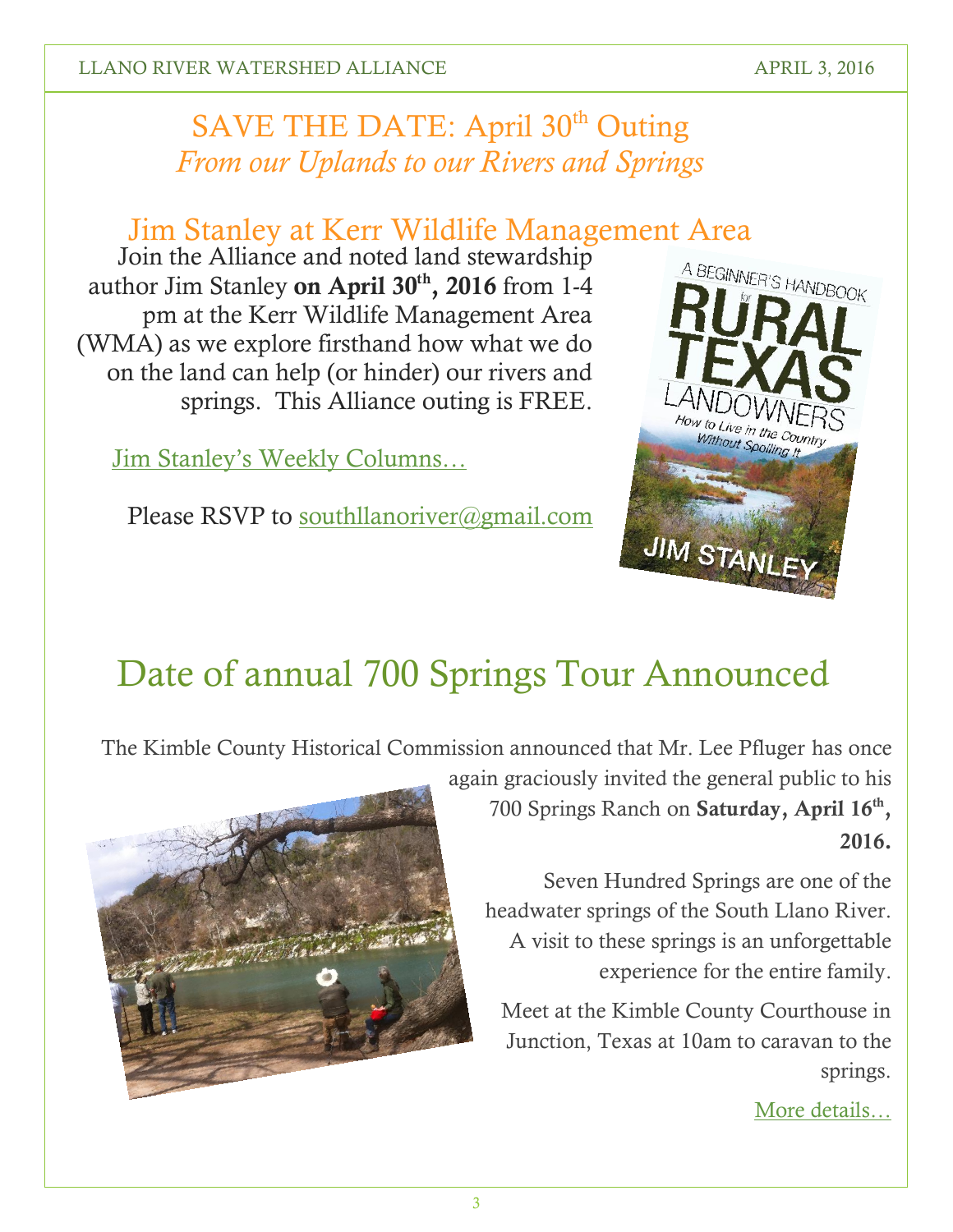## SAVE THE DATE: April 30th Outing
*From our Uplands to our Rivers and Springs*

### Jim Stanley at Kerr Wildlife Management Area

Join the Alliance and noted land stewardship author Jim Stanley **on April 30th, 2016** from 1-4 pm at the Kerr Wildlife Management Area (WMA) as we explore firsthand how what we do on the land can help (or hinder) our rivers and springs. This Alliance outing is FREE.

Jim Stanley's Weekly Columns…

Please RSVP to southllanoriver@gmail.com

# Date of annual 700 Springs Tour Announced

The Kimble County Historical Commission announced that Mr. Lee Pfluger has once again graciously invited the general public to his 700 Springs Ranch on **Saturday, April 16th, 2016.**

Seven Hundred Springs are one of the headwater springs of the South Llano River. A visit to these springs is an unforgettable experience for the entire family.

Meet at the Kimble County Courthouse in Junction, Texas at 10am to caravan to the springs.

More details…